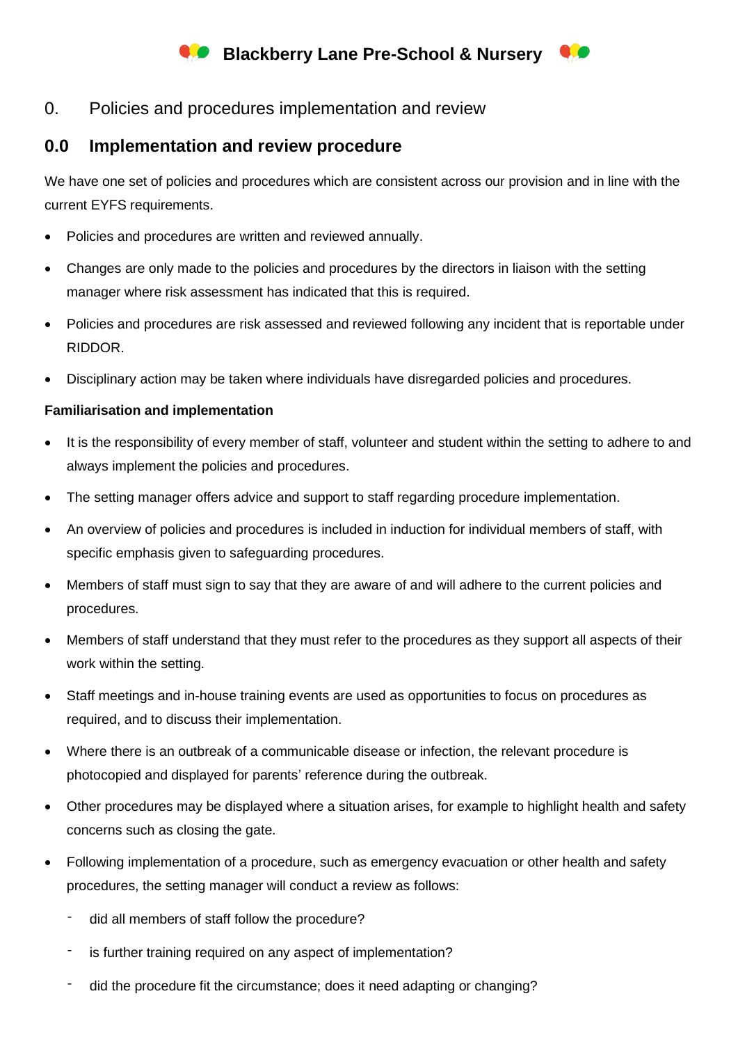# Blackberry Lane Pre-School & Nursery

## 0. Policies and procedures implementation and review

### 0.0 Implementation and review procedure

We have one set of policies and procedures which are consistent across our provision and in line with the current EYFS requirements.

- Policies and procedures are written and reviewed annually.
- Changes are only made to the policies and procedures by the directors in liaison with the setting manager where risk assessment has indicated that this is required.
- Policies and procedures are risk assessed and reviewed following any incident that is reportable under RIDDOR.
- Disciplinary action may be taken where individuals have disregarded policies and procedures.

**Familiarisation and implementation**

- It is the responsibility of every member of staff, volunteer and student within the setting to adhere to and always implement the policies and procedures.
- The setting manager offers advice and support to staff regarding procedure implementation.
- An overview of policies and procedures is included in induction for individual members of staff, with specific emphasis given to safeguarding procedures.
- Members of staff must sign to say that they are aware of and will adhere to the current policies and procedures.
- Members of staff understand that they must refer to the procedures as they support all aspects of their work within the setting.
- Staff meetings and in-house training events are used as opportunities to focus on procedures as required, and to discuss their implementation.
- Where there is an outbreak of a communicable disease or infection, the relevant procedure is photocopied and displayed for parents' reference during the outbreak.
- Other procedures may be displayed where a situation arises, for example to highlight health and safety concerns such as closing the gate.
- Following implementation of a procedure, such as emergency evacuation or other health and safety procedures, the setting manager will conduct a review as follows:
  - did all members of staff follow the procedure?
  - is further training required on any aspect of implementation?
  - did the procedure fit the circumstance; does it need adapting or changing?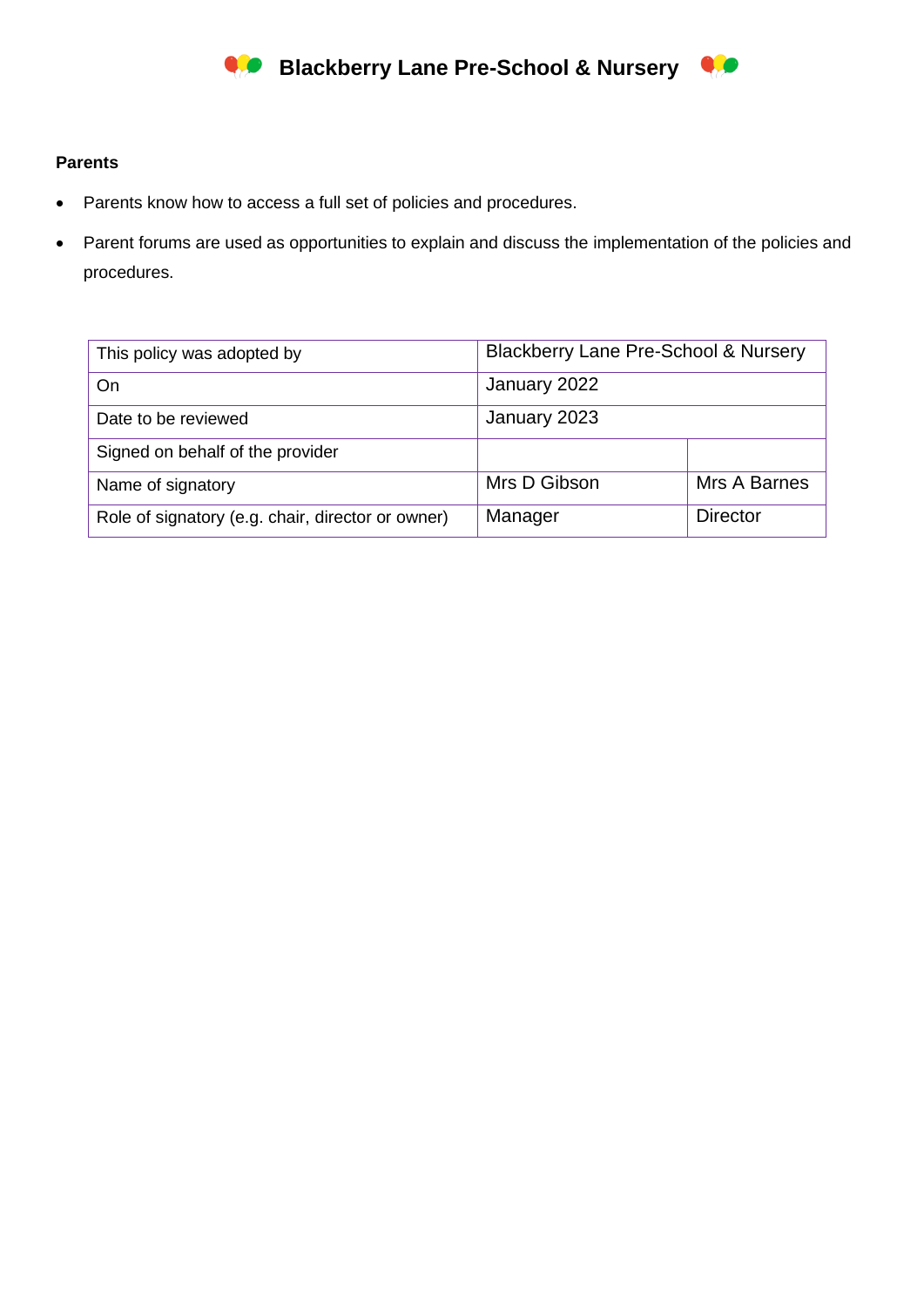**Parents**

- Parents know how to access a full set of policies and procedures.
- Parent forums are used as opportunities to explain and discuss the implementation of the policies and procedures.

| | | |
|---|---|---|
| This policy was adopted by | Blackberry Lane Pre-School & Nursery | |
| On | January 2022 | |
| Date to be reviewed | January 2023 | |
| Signed on behalf of the provider | | |
| Name of signatory | Mrs D Gibson | Mrs A Barnes |
| Role of signatory (e.g. chair, director or owner) | Manager | Director |